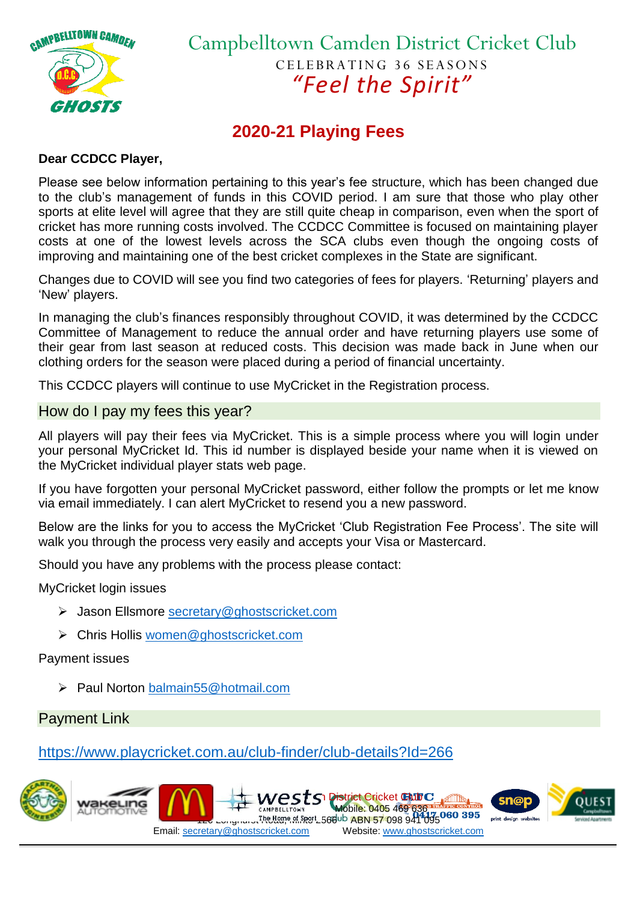# Campbelltown Camden District Cricket Club

CELEBRATING 36 SEASONS

*"Feel the Spirit"*

## 2020-21 Playing Fees

**Dear CCDCC Player,**

Please see below information pertaining to this year's fee structure, which has been changed due to the club's management of funds in this COVID period. I am sure that those who play other sports at elite level will agree that they are still quite cheap in comparison, even when the sport of cricket has more running costs involved. The CCDCC Committee is focused on maintaining player costs at one of the lowest levels across the SCA clubs even though the ongoing costs of improving and maintaining one of the best cricket complexes in the State are significant.

Changes due to COVID will see you find two categories of fees for players. 'Returning' players and 'New' players.

In managing the club's finances responsibly throughout COVID, it was determined by the CCDCC Committee of Management to reduce the annual order and have returning players use some of their gear from last season at reduced costs. This decision was made back in June when our clothing orders for the season were placed during a period of financial uncertainty.

This CCDCC players will continue to use MyCricket in the Registration process.

### How do I pay my fees this year?

All players will pay their fees via MyCricket. This is a simple process where you will login under your personal MyCricket Id. This id number is displayed beside your name when it is viewed on the MyCricket individual player stats web page.

If you have forgotten your personal MyCricket password, either follow the prompts or let me know via email immediately. I can alert MyCricket to resend you a new password.

Below are the links for you to access the MyCricket 'Club Registration Fee Process'. The site will walk you through the process very easily and accepts your Visa or Mastercard.

Should you have any problems with the process please contact:

MyCricket login issues

- Jason Ellsmore secretary@ghostscricket.com
- Chris Hollis women@ghostscricket.com

Payment issues

- Paul Norton balmain55@hotmail.com

### Payment Link

https://www.playcricket.com.au/club-finder/club-details?Id=266

Email: secretary@ghostscricket.com Website: www.ghostscricket.com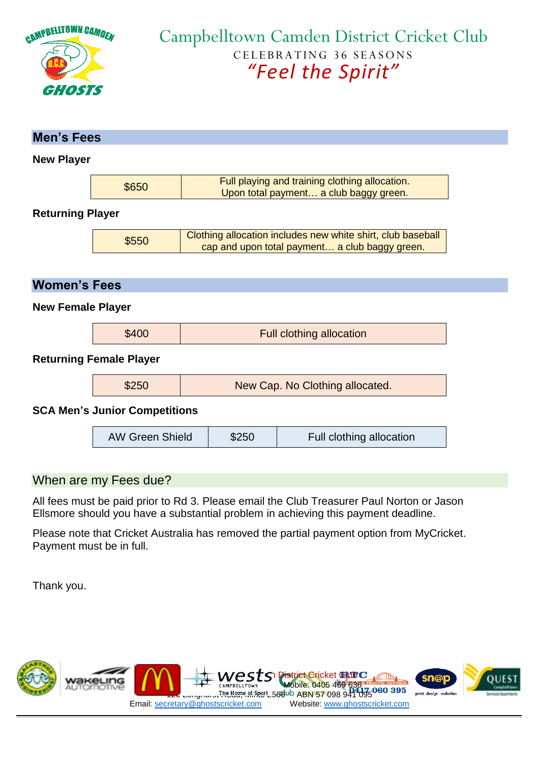# Campbelltown Camden District Cricket Club

CELEBRATING 36 SEASONS

*"Feel the Spirit"*

## Men's Fees

**New Player**

| | |
|---|---|
| $650 | Full playing and training clothing allocation. Upon total payment… a club baggy green. |

**Returning Player**

| | |
|---|---|
| $550 | Clothing allocation includes new white shirt, club baseball cap and upon total payment… a club baggy green. |

## Women's Fees

**New Female Player**

| | |
|---|---|
| $400 | Full clothing allocation |

**Returning Female Player**

| | |
|---|---|
| $250 | New Cap. No Clothing allocated. |

**SCA Men's Junior Competitions**

| | | |
|---|---|---|
| AW Green Shield | $250 | Full clothing allocation |

## When are my Fees due?

All fees must be paid prior to Rd 3. Please email the Club Treasurer Paul Norton or Jason Ellsmore should you have a substantial problem in achieving this payment deadline.

Please note that Cricket Australia has removed the partial payment option from MyCricket. Payment must be in full.

Thank you.

Email: secretary@ghostscricket.com Website: www.ghostscricket.com